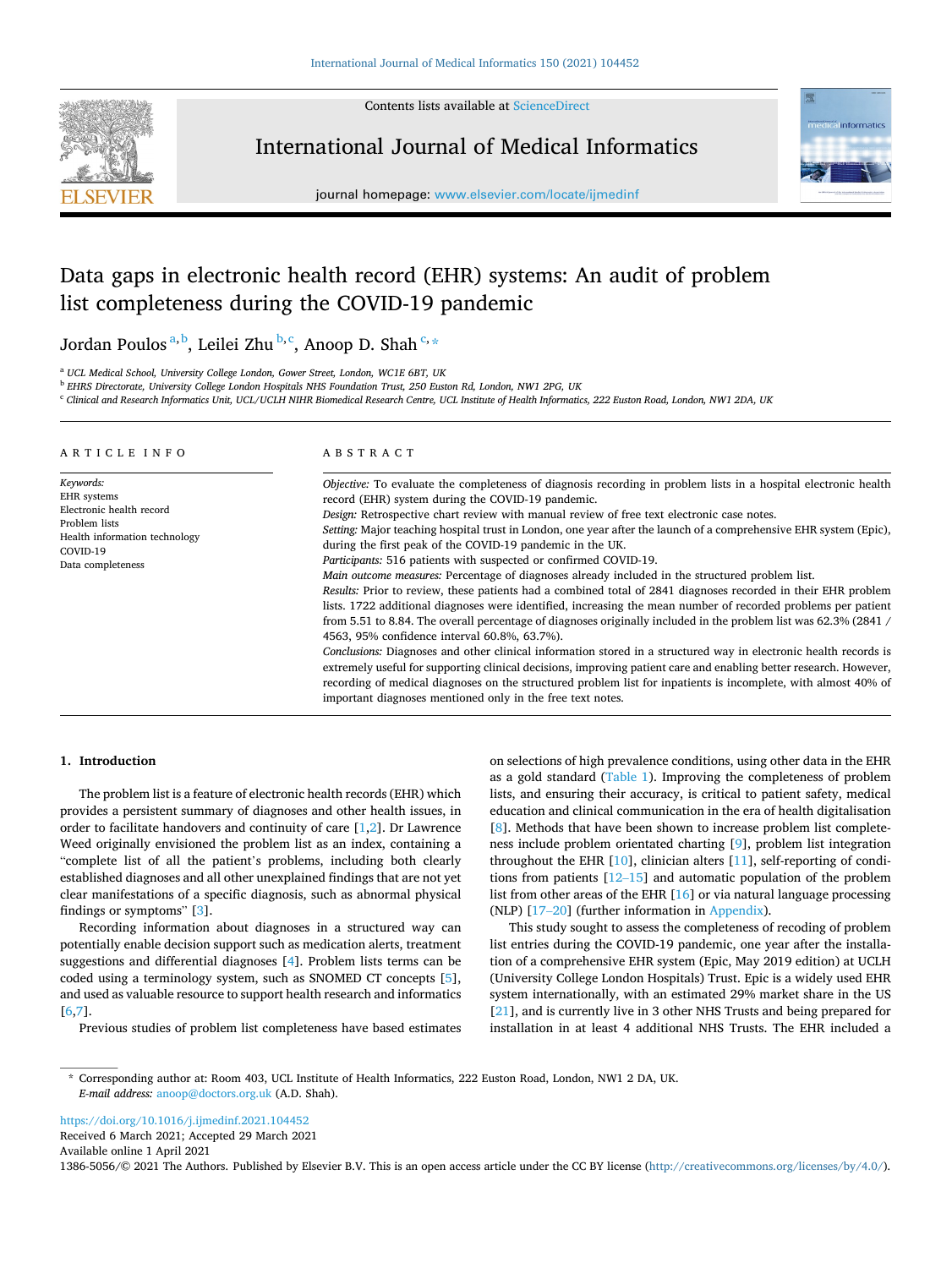# Data gaps in electronic health record (EHR) systems: An audit of problem list completeness during the COVID-19 pandemic

Jordan Poulos [a,b], Leilei Zhu [b,c], Anoop D. Shah [c,*]

[a] UCL Medical School, University College London, Gower Street, London, WC1E 6BT, UK

[b] EHRS Directorate, University College London Hospitals NHS Foundation Trust, 250 Euston Rd, London, NW1 2PG, UK

[c] Clinical and Research Informatics Unit, UCL/UCLH NIHR Biomedical Research Centre, UCL Institute of Health Informatics, 222 Euston Road, London, NW1 2DA, UK

## ARTICLE INFO

*Keywords:*
EHR systems
Electronic health record
Problem lists
Health information technology
COVID-19
Data completeness

## ABSTRACT

*Objective:* To evaluate the completeness of diagnosis recording in problem lists in a hospital electronic health record (EHR) system during the COVID-19 pandemic.

*Design:* Retrospective chart review with manual review of free text electronic case notes.

*Setting:* Major teaching hospital trust in London, one year after the launch of a comprehensive EHR system (Epic), during the first peak of the COVID-19 pandemic in the UK.

*Participants:* 516 patients with suspected or confirmed COVID-19.

*Main outcome measures:* Percentage of diagnoses already included in the structured problem list.

*Results:* Prior to review, these patients had a combined total of 2841 diagnoses recorded in their EHR problem lists. 1722 additional diagnoses were identified, increasing the mean number of recorded problems per patient from 5.51 to 8.84. The overall percentage of diagnoses originally included in the problem list was 62.3% (2841 / 4563, 95% confidence interval 60.8%, 63.7%).

*Conclusions:* Diagnoses and other clinical information stored in a structured way in electronic health records is extremely useful for supporting clinical decisions, improving patient care and enabling better research. However, recording of medical diagnoses on the structured problem list for inpatients is incomplete, with almost 40% of important diagnoses mentioned only in the free text notes.

## 1. Introduction

The problem list is a feature of electronic health records (EHR) which provides a persistent summary of diagnoses and other health issues, in order to facilitate handovers and continuity of care [1,2]. Dr Lawrence Weed originally envisioned the problem list as an index, containing a "complete list of all the patient's problems, including both clearly established diagnoses and all other unexplained findings that are not yet clear manifestations of a specific diagnosis, such as abnormal physical findings or symptoms" [3].

Recording information about diagnoses in a structured way can potentially enable decision support such as medication alerts, treatment suggestions and differential diagnoses [4]. Problem lists terms can be coded using a terminology system, such as SNOMED CT concepts [5], and used as valuable resource to support health research and informatics [6,7].

Previous studies of problem list completeness have based estimates on selections of high prevalence conditions, using other data in the EHR as a gold standard (Table 1). Improving the completeness of problem lists, and ensuring their accuracy, is critical to patient safety, medical education and clinical communication in the era of health digitalisation [8]. Methods that have been shown to increase problem list completeness include problem orientated charting [9], problem list integration throughout the EHR [10], clinician alters [11], self-reporting of conditions from patients [12–15] and automatic population of the problem list from other areas of the EHR [16] or via natural language processing (NLP) [17–20] (further information in Appendix).

This study sought to assess the completeness of recoding of problem list entries during the COVID-19 pandemic, one year after the installation of a comprehensive EHR system (Epic, May 2019 edition) at UCLH (University College London Hospitals) Trust. Epic is a widely used EHR system internationally, with an estimated 29% market share in the US [21], and is currently live in 3 other NHS Trusts and being prepared for installation in at least 4 additional NHS Trusts. The EHR included a

---

\* Corresponding author at: Room 403, UCL Institute of Health Informatics, 222 Euston Road, London, NW1 2 DA, UK.
*E-mail address:* anoop@doctors.org.uk (A.D. Shah).

https://doi.org/10.1016/j.ijmedinf.2021.104452
Received 6 March 2021; Accepted 29 March 2021
Available online 1 April 2021
1386-5056/© 2021 The Authors. Published by Elsevier B.V. This is an open access article under the CC BY license (http://creativecommons.org/licenses/by/4.0/).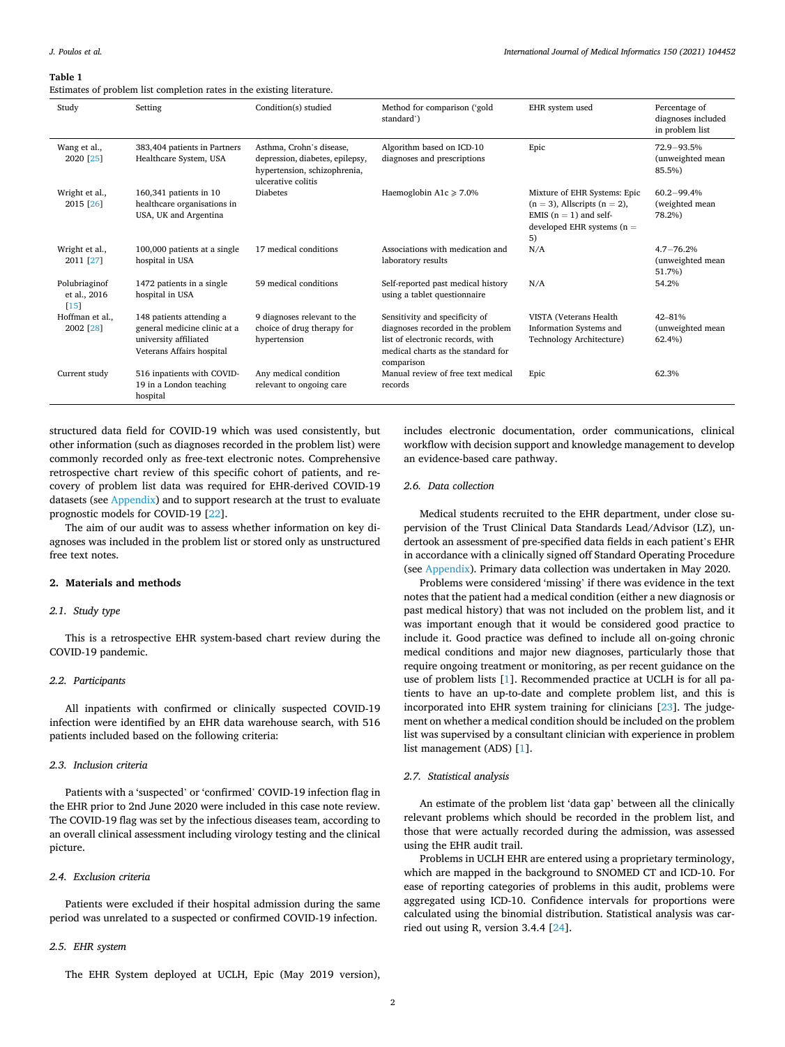**Table 1**
Estimates of problem list completion rates in the existing literature.

| Study | Setting | Condition(s) studied | Method for comparison ('gold standard') | EHR system used | Percentage of diagnoses included in problem list |
|---|---|---|---|---|---|
| Wang et al., 2020 [25] | 383,404 patients in Partners Healthcare System, USA | Asthma, Crohn's disease, depression, diabetes, epilepsy, hypertension, schizophrenia, ulcerative colitis | Algorithm based on ICD-10 diagnoses and prescriptions | Epic | 72.9−93.5% (unweighted mean 85.5%) |
| Wright et al., 2015 [26] | 160,341 patients in 10 healthcare organisations in USA, UK and Argentina | Diabetes | Haemoglobin A1c ⩾ 7.0% | Mixture of EHR Systems: Epic (n = 3), Allscripts (n = 2), EMIS (n = 1) and self-developed EHR systems (n = 5) | 60.2−99.4% (weighted mean 78.2%) |
| Wright et al., 2011 [27] | 100,000 patients at a single hospital in USA | 17 medical conditions | Associations with medication and laboratory results | N/A | 4.7−76.2% (unweighted mean 51.7%) |
| Polubriaginof et al., 2016 [15] | 1472 patients in a single hospital in USA | 59 medical conditions | Self-reported past medical history using a tablet questionnaire | N/A | 54.2% |
| Hoffman et al., 2002 [28] | 148 patients attending a general medicine clinic at a university affiliated Veterans Affairs hospital | 9 diagnoses relevant to the choice of drug therapy for hypertension | Sensitivity and specificity of diagnoses recorded in the problem list of electronic records, with medical charts as the standard for comparison | VISTA (Veterans Health Information Systems and Technology Architecture) | 42–81% (unweighted mean 62.4%) |
| Current study | 516 inpatients with COVID-19 in a London teaching hospital | Any medical condition relevant to ongoing care | Manual review of free text medical records | Epic | 62.3% |

structured data field for COVID-19 which was used consistently, but other information (such as diagnoses recorded in the problem list) were commonly recorded only as free-text electronic notes. Comprehensive retrospective chart review of this specific cohort of patients, and recovery of problem list data was required for EHR-derived COVID-19 datasets (see Appendix) and to support research at the trust to evaluate prognostic models for COVID-19 [22].

The aim of our audit was to assess whether information on key diagnoses was included in the problem list or stored only as unstructured free text notes.

## 2. Materials and methods

### 2.1. Study type

This is a retrospective EHR system-based chart review during the COVID-19 pandemic.

### 2.2. Participants

All inpatients with confirmed or clinically suspected COVID-19 infection were identified by an EHR data warehouse search, with 516 patients included based on the following criteria:

### 2.3. Inclusion criteria

Patients with a 'suspected' or 'confirmed' COVID-19 infection flag in the EHR prior to 2nd June 2020 were included in this case note review. The COVID-19 flag was set by the infectious diseases team, according to an overall clinical assessment including virology testing and the clinical picture.

### 2.4. Exclusion criteria

Patients were excluded if their hospital admission during the same period was unrelated to a suspected or confirmed COVID-19 infection.

### 2.5. EHR system

The EHR System deployed at UCLH, Epic (May 2019 version), includes electronic documentation, order communications, clinical workflow with decision support and knowledge management to develop an evidence-based care pathway.

### 2.6. Data collection

Medical students recruited to the EHR department, under close supervision of the Trust Clinical Data Standards Lead/Advisor (LZ), undertook an assessment of pre-specified data fields in each patient's EHR in accordance with a clinically signed off Standard Operating Procedure (see Appendix). Primary data collection was undertaken in May 2020.

Problems were considered 'missing' if there was evidence in the text notes that the patient had a medical condition (either a new diagnosis or past medical history) that was not included on the problem list, and it was important enough that it would be considered good practice to include it. Good practice was defined to include all on-going chronic medical conditions and major new diagnoses, particularly those that require ongoing treatment or monitoring, as per recent guidance on the use of problem lists [1]. Recommended practice at UCLH is for all patients to have an up-to-date and complete problem list, and this is incorporated into EHR system training for clinicians [23]. The judgement on whether a medical condition should be included on the problem list was supervised by a consultant clinician with experience in problem list management (ADS) [1].

### 2.7. Statistical analysis

An estimate of the problem list 'data gap' between all the clinically relevant problems which should be recorded in the problem list, and those that were actually recorded during the admission, was assessed using the EHR audit trail.

Problems in UCLH EHR are entered using a proprietary terminology, which are mapped in the background to SNOMED CT and ICD-10. For ease of reporting categories of problems in this audit, problems were aggregated using ICD-10. Confidence intervals for proportions were calculated using the binomial distribution. Statistical analysis was carried out using R, version 3.4.4 [24].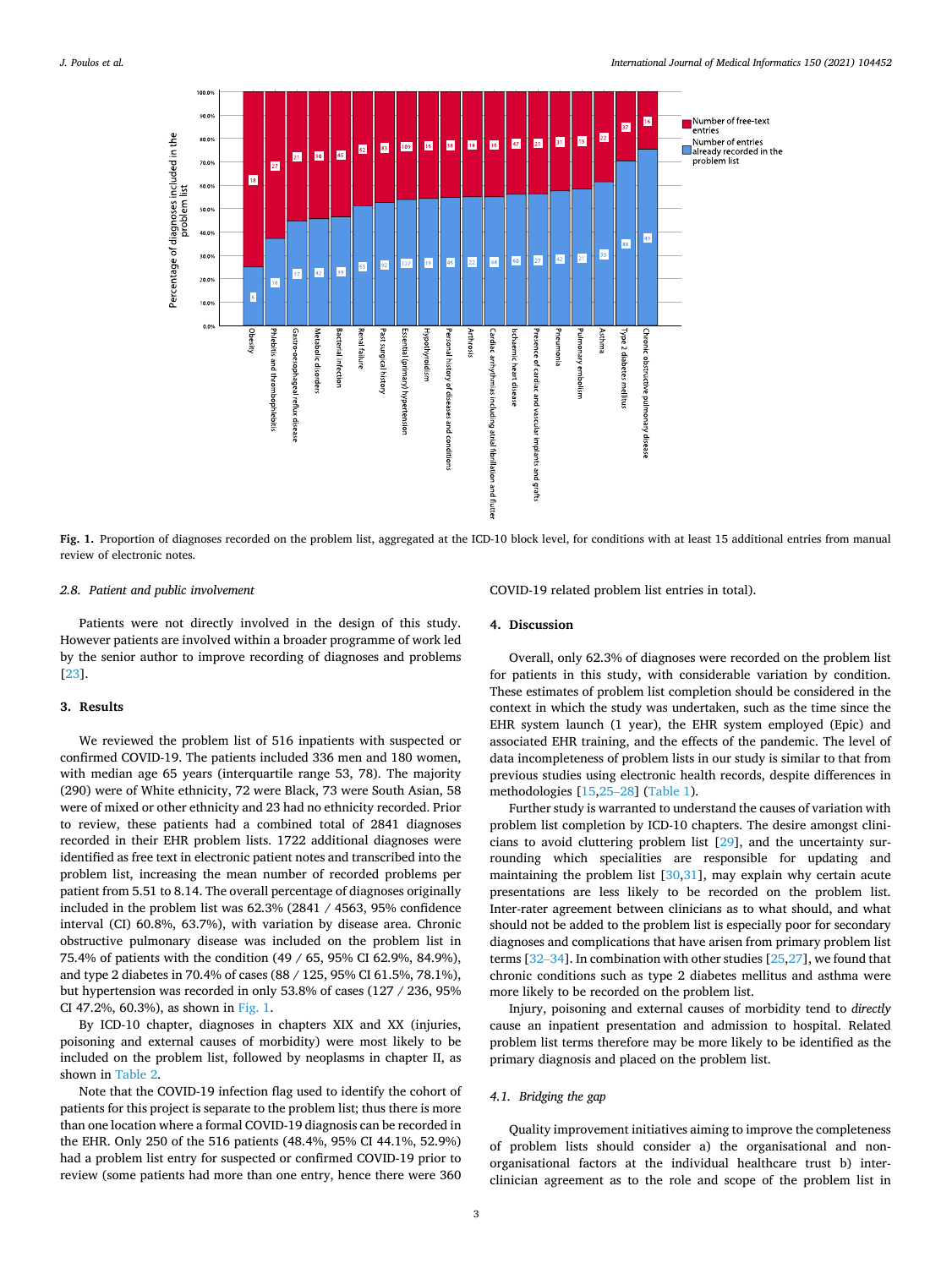Fig. 1. Proportion of diagnoses recorded on the problem list, aggregated at the ICD-10 block level, for conditions with at least 15 additional entries from manual review of electronic notes.

### 2.8. Patient and public involvement

Patients were not directly involved in the design of this study. However patients are involved within a broader programme of work led by the senior author to improve recording of diagnoses and problems [23].

## 3. Results

We reviewed the problem list of 516 inpatients with suspected or confirmed COVID-19. The patients included 336 men and 180 women, with median age 65 years (interquartile range 53, 78). The majority (290) were of White ethnicity, 72 were Black, 73 were South Asian, 58 were of mixed or other ethnicity and 23 had no ethnicity recorded. Prior to review, these patients had a combined total of 2841 diagnoses recorded in their EHR problem lists. 1722 additional diagnoses were identified as free text in electronic patient notes and transcribed into the problem list, increasing the mean number of recorded problems per patient from 5.51 to 8.14. The overall percentage of diagnoses originally included in the problem list was 62.3% (2841 / 4563, 95% confidence interval (CI) 60.8%, 63.7%), with variation by disease area. Chronic obstructive pulmonary disease was included on the problem list in 75.4% of patients with the condition (49 / 65, 95% CI 62.9%, 84.9%), and type 2 diabetes in 70.4% of cases (88 / 125, 95% CI 61.5%, 78.1%), but hypertension was recorded in only 53.8% of cases (127 / 236, 95% CI 47.2%, 60.3%), as shown in Fig. 1.

By ICD-10 chapter, diagnoses in chapters XIX and XX (injuries, poisoning and external causes of morbidity) were most likely to be included on the problem list, followed by neoplasms in chapter II, as shown in Table 2.

Note that the COVID-19 infection flag used to identify the cohort of patients for this project is separate to the problem list; thus there is more than one location where a formal COVID-19 diagnosis can be recorded in the EHR. Only 250 of the 516 patients (48.4%, 95% CI 44.1%, 52.9%) had a problem list entry for suspected or confirmed COVID-19 prior to review (some patients had more than one entry, hence there were 360 COVID-19 related problem list entries in total).

## 4. Discussion

Overall, only 62.3% of diagnoses were recorded on the problem list for patients in this study, with considerable variation by condition. These estimates of problem list completion should be considered in the context in which the study was undertaken, such as the time since the EHR system launch (1 year), the EHR system employed (Epic) and associated EHR training, and the effects of the pandemic. The level of data incompleteness of problem lists in our study is similar to that from previous studies using electronic health records, despite differences in methodologies [15,25–28] (Table 1).

Further study is warranted to understand the causes of variation with problem list completion by ICD-10 chapters. The desire amongst clinicians to avoid cluttering problem list [29], and the uncertainty surrounding which specialities are responsible for updating and maintaining the problem list [30,31], may explain why certain acute presentations are less likely to be recorded on the problem list. Inter-rater agreement between clinicians as to what should, and what should not be added to the problem list is especially poor for secondary diagnoses and complications that have arisen from primary problem list terms [32–34]. In combination with other studies [25,27], we found that chronic conditions such as type 2 diabetes mellitus and asthma were more likely to be recorded on the problem list.

Injury, poisoning and external causes of morbidity tend to *directly* cause an inpatient presentation and admission to hospital. Related problem list terms therefore may be more likely to be identified as the primary diagnosis and placed on the problem list.

### 4.1. Bridging the gap

Quality improvement initiatives aiming to improve the completeness of problem lists should consider a) the organisational and non-organisational factors at the individual healthcare trust b) inter-clinician agreement as to the role and scope of the problem list in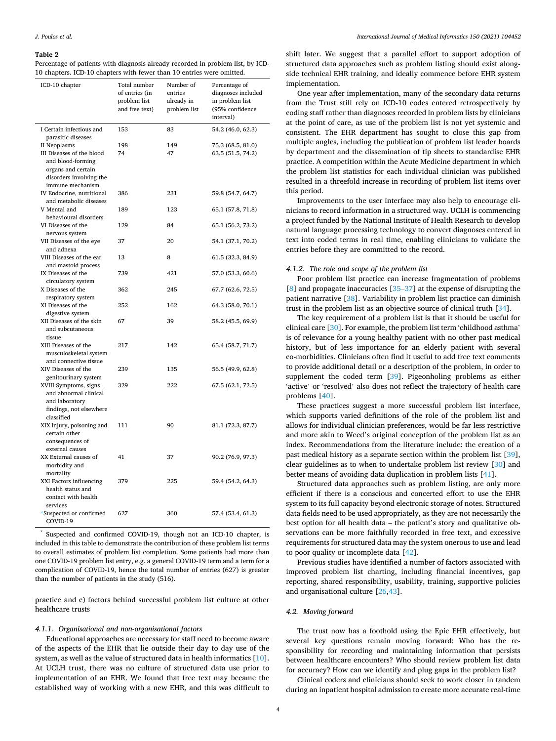**Table 2**
Percentage of patients with diagnosis already recorded in problem list, by ICD-10 chapters. ICD-10 chapters with fewer than 10 entries were omitted.

| ICD-10 chapter | Total number of entries (in problem list and free text) | Number of entries already in problem list | Percentage of diagnoses included in problem list (95% confidence interval) |
|---|---|---|---|
| I Certain infectious and parasitic diseases | 153 | 83 | 54.2 (46.0, 62.3) |
| II Neoplasms | 198 | 149 | 75.3 (68.5, 81.0) |
| III Diseases of the blood and blood-forming organs and certain disorders involving the immune mechanism | 74 | 47 | 63.5 (51.5, 74.2) |
| IV Endocrine, nutritional and metabolic diseases | 386 | 231 | 59.8 (54.7, 64.7) |
| V Mental and behavioural disorders | 189 | 123 | 65.1 (57.8, 71.8) |
| VI Diseases of the nervous system | 129 | 84 | 65.1 (56.2, 73.2) |
| VII Diseases of the eye and adnexa | 37 | 20 | 54.1 (37.1, 70.2) |
| VIII Diseases of the ear and mastoid process | 13 | 8 | 61.5 (32.3, 84.9) |
| IX Diseases of the circulatory system | 739 | 421 | 57.0 (53.3, 60.6) |
| X Diseases of the respiratory system | 362 | 245 | 67.7 (62.6, 72.5) |
| XI Diseases of the digestive system | 252 | 162 | 64.3 (58.0, 70.1) |
| XII Diseases of the skin and subcutaneous tissue | 67 | 39 | 58.2 (45.5, 69.9) |
| XIII Diseases of the musculoskeletal system and connective tissue | 217 | 142 | 65.4 (58.7, 71.7) |
| XIV Diseases of the genitourinary system | 239 | 135 | 56.5 (49.9, 62.8) |
| XVIII Symptoms, signs and abnormal clinical and laboratory findings, not elsewhere classified | 329 | 222 | 67.5 (62.1, 72.5) |
| XIX Injury, poisoning and certain other consequences of external causes | 111 | 90 | 81.1 (72.3, 87.7) |
| XX External causes of morbidity and mortality | 41 | 37 | 90.2 (76.9, 97.3) |
| XXI Factors influencing health status and contact with health services | 379 | 225 | 59.4 (54.2, 64.3) |
| *Suspected or confirmed COVID-19 | 627 | 360 | 57.4 (53.4, 61.3) |

* Suspected and confirmed COVID-19, though not an ICD-10 chapter, is included in this table to demonstrate the contribution of these problem list terms to overall estimates of problem list completion. Some patients had more than one COVID-19 problem list entry, e.g. a general COVID-19 term and a term for a complication of COVID-19, hence the total number of entries (627) is greater than the number of patients in the study (516).

practice and c) factors behind successful problem list culture at other healthcare trusts

#### 4.1.1. Organisational and non-organisational factors

Educational approaches are necessary for staff need to become aware of the aspects of the EHR that lie outside their day to day use of the system, as well as the value of structured data in health informatics [10]. At UCLH trust, there was no culture of structured data use prior to implementation of an EHR. We found that free text may became the established way of working with a new EHR, and this was difficult to shift later. We suggest that a parallel effort to support adoption of structured data approaches such as problem listing should exist alongside technical EHR training, and ideally commence before EHR system implementation.

One year after implementation, many of the secondary data returns from the Trust still rely on ICD-10 codes entered retrospectively by coding staff rather than diagnoses recorded in problem lists by clinicians at the point of care, as use of the problem list is not yet systemic and consistent. The EHR department has sought to close this gap from multiple angles, including the publication of problem list leader boards by department and the dissemination of tip sheets to standardise EHR practice. A competition within the Acute Medicine department in which the problem list statistics for each individual clinician was published resulted in a threefold increase in recording of problem list items over this period.

Improvements to the user interface may also help to encourage clinicians to record information in a structured way. UCLH is commencing a project funded by the National Institute of Health Research to develop natural language processing technology to convert diagnoses entered in text into coded terms in real time, enabling clinicians to validate the entries before they are committed to the record.

#### 4.1.2. The role and scope of the problem list

Poor problem list practice can increase fragmentation of problems [8] and propagate inaccuracies [35–37] at the expense of disrupting the patient narrative [38]. Variability in problem list practice can diminish trust in the problem list as an objective source of clinical truth [34].

The key requirement of a problem list is that it should be useful for clinical care [30]. For example, the problem list term 'childhood asthma' is of relevance for a young healthy patient with no other past medical history, but of less importance for an elderly patient with several co-morbidities. Clinicians often find it useful to add free text comments to provide additional detail or a description of the problem, in order to supplement the coded term [39]. Pigeonholing problems as either 'active' or 'resolved' also does not reflect the trajectory of health care problems [40].

These practices suggest a more successful problem list interface, which supports varied definitions of the role of the problem list and allows for individual clinician preferences, would be far less restrictive and more akin to Weed's original conception of the problem list as an index. Recommendations from the literature include: the creation of a past medical history as a separate section within the problem list [39], clear guidelines as to when to undertake problem list review [30] and better means of avoiding data duplication in problem lists [41].

Structured data approaches such as problem listing, are only more efficient if there is a conscious and concerted effort to use the EHR system to its full capacity beyond electronic storage of notes. Structured data fields need to be used appropriately, as they are not necessarily the best option for all health data – the patient's story and qualitative observations can be more faithfully recorded in free text, and excessive requirements for structured data may the system onerous to use and lead to poor quality or incomplete data [42].

Previous studies have identified a number of factors associated with improved problem list charting, including financial incentives, gap reporting, shared responsibility, usability, training, supportive policies and organisational culture [26,43].

### 4.2. Moving forward

The trust now has a foothold using the Epic EHR effectively, but several key questions remain moving forward: Who has the responsibility for recording and maintaining information that persists between healthcare encounters? Who should review problem list data for accuracy? How can we identify and plug gaps in the problem list?

Clinical coders and clinicians should seek to work closer in tandem during an inpatient hospital admission to create more accurate real-time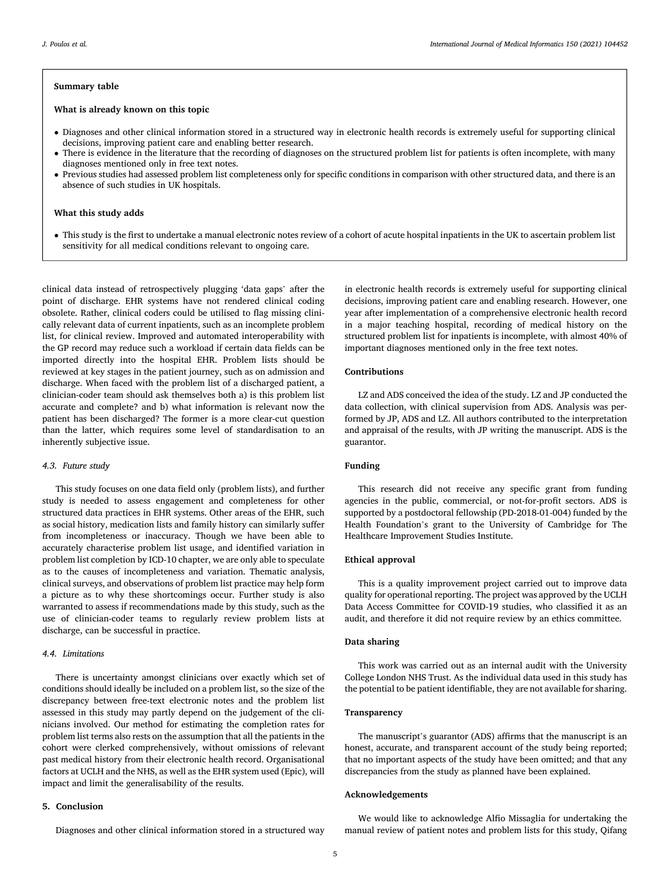**Summary table**

**What is already known on this topic**

- Diagnoses and other clinical information stored in a structured way in electronic health records is extremely useful for supporting clinical decisions, improving patient care and enabling better research.
- There is evidence in the literature that the recording of diagnoses on the structured problem list for patients is often incomplete, with many diagnoses mentioned only in free text notes.
- Previous studies had assessed problem list completeness only for specific conditions in comparison with other structured data, and there is an absence of such studies in UK hospitals.

**What this study adds**

- This study is the first to undertake a manual electronic notes review of a cohort of acute hospital inpatients in the UK to ascertain problem list sensitivity for all medical conditions relevant to ongoing care.

clinical data instead of retrospectively plugging 'data gaps' after the point of discharge. EHR systems have not rendered clinical coding obsolete. Rather, clinical coders could be utilised to flag missing clinically relevant data of current inpatients, such as an incomplete problem list, for clinical review. Improved and automated interoperability with the GP record may reduce such a workload if certain data fields can be imported directly into the hospital EHR. Problem lists should be reviewed at key stages in the patient journey, such as on admission and discharge. When faced with the problem list of a discharged patient, a clinician-coder team should ask themselves both a) is this problem list accurate and complete? and b) what information is relevant now the patient has been discharged? The former is a more clear-cut question than the latter, which requires some level of standardisation to an inherently subjective issue.

### *4.3. Future study*

This study focuses on one data field only (problem lists), and further study is needed to assess engagement and completeness for other structured data practices in EHR systems. Other areas of the EHR, such as social history, medication lists and family history can similarly suffer from incompleteness or inaccuracy. Though we have been able to accurately characterise problem list usage, and identified variation in problem list completion by ICD-10 chapter, we are only able to speculate as to the causes of incompleteness and variation. Thematic analysis, clinical surveys, and observations of problem list practice may help form a picture as to why these shortcomings occur. Further study is also warranted to assess if recommendations made by this study, such as the use of clinician-coder teams to regularly review problem lists at discharge, can be successful in practice.

### *4.4. Limitations*

There is uncertainty amongst clinicians over exactly which set of conditions should ideally be included on a problem list, so the size of the discrepancy between free-text electronic notes and the problem list assessed in this study may partly depend on the judgement of the clinicians involved. Our method for estimating the completion rates for problem list terms also rests on the assumption that all the patients in the cohort were clerked comprehensively, without omissions of relevant past medical history from their electronic health record. Organisational factors at UCLH and the NHS, as well as the EHR system used (Epic), will impact and limit the generalisability of the results.

## 5. Conclusion

Diagnoses and other clinical information stored in a structured way in electronic health records is extremely useful for supporting clinical decisions, improving patient care and enabling research. However, one year after implementation of a comprehensive electronic health record in a major teaching hospital, recording of medical history on the structured problem list for inpatients is incomplete, with almost 40% of important diagnoses mentioned only in the free text notes.

## Contributions

LZ and ADS conceived the idea of the study. LZ and JP conducted the data collection, with clinical supervision from ADS. Analysis was performed by JP, ADS and LZ. All authors contributed to the interpretation and appraisal of the results, with JP writing the manuscript. ADS is the guarantor.

## Funding

This research did not receive any specific grant from funding agencies in the public, commercial, or not-for-profit sectors. ADS is supported by a postdoctoral fellowship (PD-2018-01-004) funded by the Health Foundation's grant to the University of Cambridge for The Healthcare Improvement Studies Institute.

## Ethical approval

This is a quality improvement project carried out to improve data quality for operational reporting. The project was approved by the UCLH Data Access Committee for COVID-19 studies, who classified it as an audit, and therefore it did not require review by an ethics committee.

## Data sharing

This work was carried out as an internal audit with the University College London NHS Trust. As the individual data used in this study has the potential to be patient identifiable, they are not available for sharing.

## Transparency

The manuscript's guarantor (ADS) affirms that the manuscript is an honest, accurate, and transparent account of the study being reported; that no important aspects of the study have been omitted; and that any discrepancies from the study as planned have been explained.

## Acknowledgements

We would like to acknowledge Alfio Missaglia for undertaking the manual review of patient notes and problem lists for this study, Qifang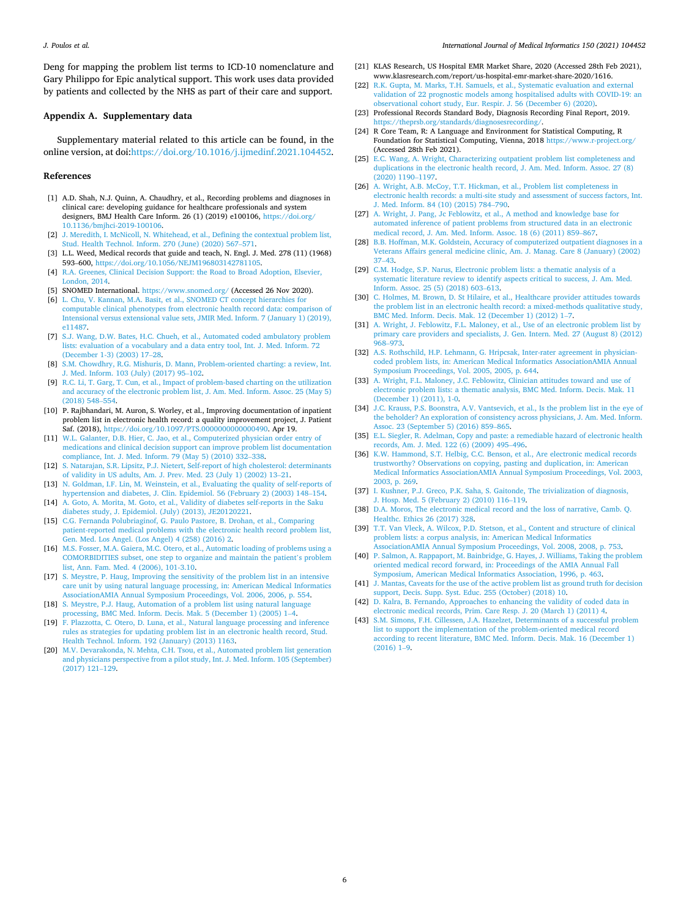Deng for mapping the problem list terms to ICD-10 nomenclature and Gary Philippo for Epic analytical support. This work uses data provided by patients and collected by the NHS as part of their care and support.

## Appendix A. Supplementary data

Supplementary material related to this article can be found, in the online version, at doi:https://doi.org/10.1016/j.ijmedinf.2021.104452.

## References

[1] A.D. Shah, N.J. Quinn, A. Chaudhry, et al., Recording problems and diagnoses in clinical care: developing guidance for healthcare professionals and system designers, BMJ Health Care Inform. 26 (1) (2019) e100106, https://doi.org/10.1136/bmjhci-2019-100106.

[2] J. Meredith, I. McNicoll, N. Whitehead, et al., Defining the contextual problem list, Stud. Health Technol. Inform. 270 (June) (2020) 567–571.

[3] L.L. Weed, Medical records that guide and teach, N. Engl. J. Med. 278 (11) (1968) 593–600, https://doi.org/10.1056/NEJM196803142781105.

[4] R.A. Greenes, Clinical Decision Support: the Road to Broad Adoption, Elsevier, London, 2014.

[5] SNOMED International. https://www.snomed.org/ (Accessed 26 Nov 2020).

[6] L. Chu, V. Kannan, M.A. Basit, et al., SNOMED CT concept hierarchies for computable clinical phenotypes from electronic health record data: comparison of Intensional versus extensional value sets, JMIR Med. Inform. 7 (January 1) (2019), e11487.

[7] S.J. Wang, D.W. Bates, H.C. Chueh, et al., Automated coded ambulatory problem lists: evaluation of a vocabulary and a data entry tool, Int. J. Med. Inform. 72 (December 1-3) (2003) 17–28.

[8] S.M. Chowdhry, R.G. Mishuris, D. Mann, Problem-oriented charting: a review, Int. J. Med. Inform. 103 (July) (2017) 95–102.

[9] R.C. Li, T. Garg, T. Cun, et al., Impact of problem-based charting on the utilization and accuracy of the electronic problem list, J. Am. Med. Inform. Assoc. 25 (May 5) (2018) 548–554.

[10] P. Rajbhandari, M. Auron, S. Worley, et al., Improving documentation of inpatient problem list in electronic health record: a quality improvement project, J. Patient Saf. (2018), https://doi.org/10.1097/PTS.0000000000000490. Apr 19.

[11] W.L. Galanter, D.B. Hier, C. Jao, et al., Computerized physician order entry of medications and clinical decision support can improve problem list documentation compliance, Int. J. Med. Inform. 79 (May 5) (2010) 332–338.

[12] S. Natarajan, S.R. Lipsitz, P.J. Nietert, Self-report of high cholesterol: determinants of validity in US adults, Am. J. Prev. Med. 23 (July 1) (2002) 13–21.

[13] N. Goldman, I.F. Lin, M. Weinstein, et al., Evaluating the quality of self-reports of hypertension and diabetes, J. Clin. Epidemiol. 56 (February 2) (2003) 148–154.

[14] A. Goto, A. Morita, M. Goto, et al., Validity of diabetes self-reports in the Saku diabetes study, J. Epidemiol. (July) (2013), JE20120221.

[15] C.G. Fernanda Polubriaginof, G. Paulo Pastore, B. Drohan, et al., Comparing patient-reported medical problems with the electronic health record problem list, Gen. Med. Los Angel. (Los Angel) 4 (258) (2016) 2.

[16] M.S. Fosser, M.A. Gaiera, M.C. Otero, et al., Automatic loading of problems using a COMORBIDITIES subset, one step to organize and maintain the patient's problem list, Ann. Fam. Med. 4 (2006), 101-3.10.

[17] S. Meystre, P. Haug, Improving the sensitivity of the problem list in an intensive care unit by using natural language processing, in: American Medical Informatics AssociationAMIA Annual Symposium Proceedings, Vol. 2006, 2006, p. 554.

[18] S. Meystre, P.J. Haug, Automation of a problem list using natural language processing, BMC Med. Inform. Decis. Mak. 5 (December 1) (2005) 1–4.

[19] F. Plazzotta, C. Otero, D. Luna, et al., Natural language processing and inference rules as strategies for updating problem list in an electronic health record, Stud. Health Technol. Inform. 192 (January) (2013) 1163.

[20] M.V. Devarakonda, N. Mehta, C.H. Tsou, et al., Automated problem list generation and physicians perspective from a pilot study, Int. J. Med. Inform. 105 (September) (2017) 121–129.

[21] KLAS Research, US Hospital EMR Market Share, 2020 (Accessed 28th Feb 2021), www.klasresearch.com/report/us-hospital-emr-market-share-2020/1616.

[22] R.K. Gupta, M. Marks, T.H. Samuels, et al., Systematic evaluation and external validation of 22 prognostic models among hospitalised adults with COVID-19: an observational cohort study, Eur. Respir. J. 56 (December 6) (2020).

[23] Professional Records Standard Body, Diagnosis Recording Final Report, 2019. https://theprsb.org/standards/diagnosesrecording/.

[24] R Core Team, R: A Language and Environment for Statistical Computing, R Foundation for Statistical Computing, Vienna, 2018 https://www.r-project.org/ (Accessed 28th Feb 2021).

[25] E.C. Wang, A. Wright, Characterizing outpatient problem list completeness and duplications in the electronic health record, J. Am. Med. Inform. Assoc. 27 (8) (2020) 1190–1197.

[26] A. Wright, A.B. McCoy, T.T. Hickman, et al., Problem list completeness in electronic health records: a multi-site study and assessment of success factors, Int. J. Med. Inform. 84 (10) (2015) 784–790.

[27] A. Wright, J. Pang, Jc Feblowitz, et al., A method and knowledge base for automated inference of patient problems from structured data in an electronic medical record, J. Am. Med. Inform. Assoc. 18 (6) (2011) 859–867.

[28] B.B. Hoffman, M.K. Goldstein, Accuracy of computerized outpatient diagnoses in a Veterans Affairs general medicine clinic, Am. J. Manag. Care 8 (January) (2002) 37–43.

[29] C.M. Hodge, S.P. Narus, Electronic problem lists: a thematic analysis of a systematic literature review to identify aspects critical to success, J. Am. Med. Inform. Assoc. 25 (5) (2018) 603–613.

[30] C. Holmes, M. Brown, D. St Hilaire, et al., Healthcare provider attitudes towards the problem list in an electronic health record: a mixed-methods qualitative study, BMC Med. Inform. Decis. Mak. 12 (December 1) (2012) 1–7.

[31] A. Wright, J. Feblowitz, F.L. Maloney, et al., Use of an electronic problem list by primary care providers and specialists, J. Gen. Intern. Med. 27 (August 8) (2012) 968–973.

[32] A.S. Rothschild, H.P. Lehmann, G. Hripcsak, Inter-rater agreement in physician-coded problem lists, in: American Medical Informatics AssociationAMIA Annual Symposium Proceedings, Vol. 2005, 2005, p. 644.

[33] A. Wright, F.L. Maloney, J.C. Feblowitz, Clinician attitudes toward and use of electronic problem lists: a thematic analysis, BMC Med. Inform. Decis. Mak. 11 (December 1) (2011), 1-0.

[34] J.C. Krauss, P.S. Boonstra, A.V. Vantsevich, et al., Is the problem list in the eye of the beholder? An exploration of consistency across physicians, J. Am. Med. Inform. Assoc. 23 (September 5) (2016) 859–865.

[35] E.L. Siegler, R. Adelman, Copy and paste: a remediable hazard of electronic health records, Am. J. Med. 122 (6) (2009) 495–496.

[36] K.W. Hammond, S.T. Helbig, C.C. Benson, et al., Are electronic medical records trustworthy? Observations on copying, pasting and duplication, in: American Medical Informatics AssociationAMIA Annual Symposium Proceedings, Vol. 2003, 2003, p. 269.

[37] I. Kushner, P.J. Greco, P.K. Saha, S. Gaitonde, The trivialization of diagnosis, J. Hosp. Med. 5 (February 2) (2010) 116–119.

[38] D.A. Moros, The electronic medical record and the loss of narrative, Camb. Q. Healthc. Ethics 26 (2017) 328.

[39] T.T. Van Vleck, A. Wilcox, P.D. Stetson, et al., Content and structure of clinical problem lists: a corpus analysis, in: American Medical Informatics AssociationAMIA Annual Symposium Proceedings, Vol. 2008, 2008, p. 753.

[40] P. Salmon, A. Rappaport, M. Bainbridge, G. Hayes, J. Williams, Taking the problem oriented medical record forward, in: Proceedings of the AMIA Annual Fall Symposium, American Medical Informatics Association, 1996, p. 463.

[41] J. Mantas, Caveats for the use of the active problem list as ground truth for decision support, Decis. Supp. Syst. Educ. 255 (October) (2018) 10.

[42] D. Kalra, B. Fernando, Approaches to enhancing the validity of coded data in electronic medical records, Prim. Care Resp. J. 20 (March 1) (2011) 4.

[43] S.M. Simons, F.H. Cillessen, J.A. Hazelzet, Determinants of a successful problem list to support the implementation of the problem-oriented medical record according to recent literature, BMC Med. Inform. Decis. Mak. 16 (December 1) (2016) 1–9.